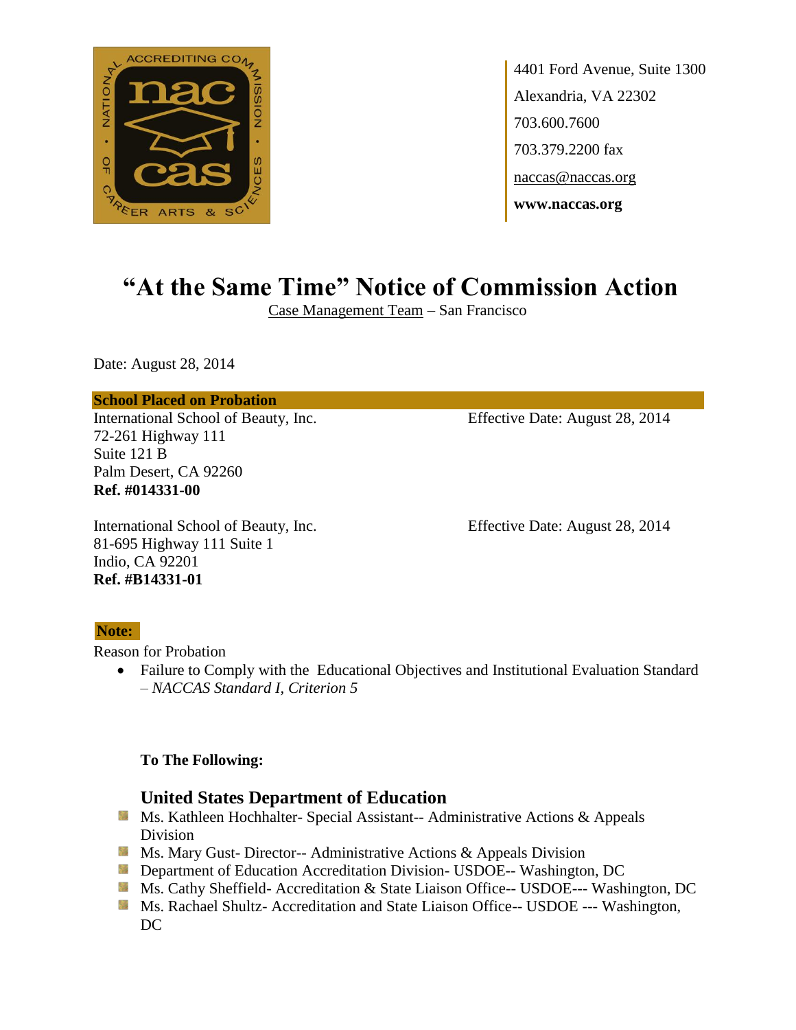4401 Ford Avenue, Suite 1300
Alexandria, VA 22302
703.600.7600
703.379.2200 fax
naccas@naccas.org
**www.naccas.org**

# "At the Same Time" Notice of Commission Action

Case Management Team – San Francisco

Date: August 28, 2014

**School Placed on Probation**

International School of Beauty, Inc.
72-261 Highway 111
Suite 121 B
Palm Desert, CA 92260
**Ref. #014331-00**

Effective Date: August 28, 2014

International School of Beauty, Inc.
81-695 Highway 111 Suite 1
Indio, CA 92201
**Ref. #B14331-01**

Effective Date: August 28, 2014

**Note:**

Reason for Probation

- Failure to Comply with the Educational Objectives and Institutional Evaluation Standard – *NACCAS Standard I, Criterion 5*

**To The Following:**

### United States Department of Education

- Ms. Kathleen Hochhalter- Special Assistant-- Administrative Actions & Appeals Division
- Ms. Mary Gust- Director-- Administrative Actions & Appeals Division
- Department of Education Accreditation Division- USDOE-- Washington, DC
- Ms. Cathy Sheffield- Accreditation & State Liaison Office-- USDOE--- Washington, DC
- Ms. Rachael Shultz- Accreditation and State Liaison Office-- USDOE --- Washington, DC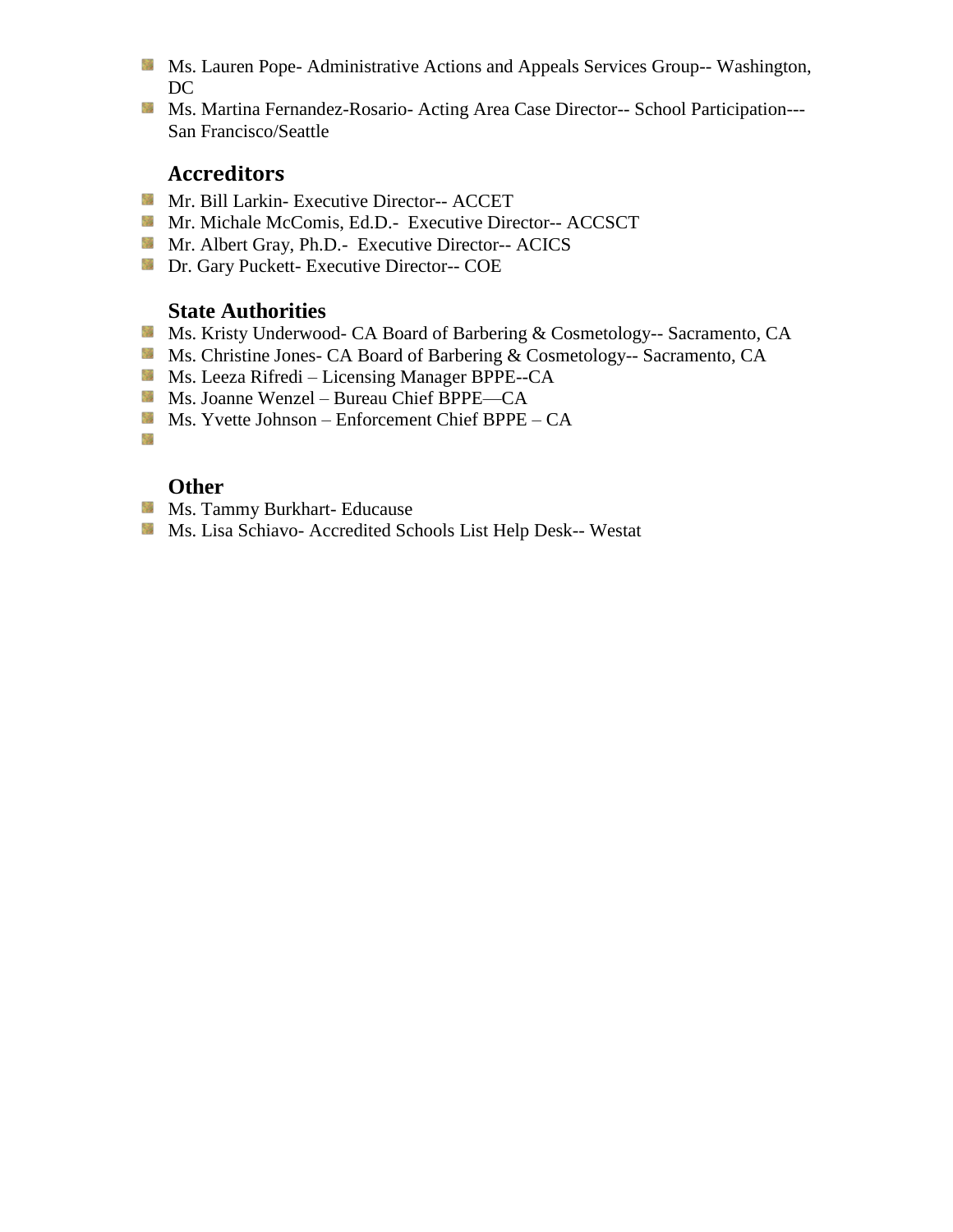- Ms. Lauren Pope- Administrative Actions and Appeals Services Group-- Washington, DC
- Ms. Martina Fernandez-Rosario- Acting Area Case Director-- School Participation--- San Francisco/Seattle

### Accreditors

- Mr. Bill Larkin- Executive Director-- ACCET
- Mr. Michale McComis, Ed.D.- Executive Director-- ACCSCT
- Mr. Albert Gray, Ph.D.- Executive Director-- ACICS
- Dr. Gary Puckett- Executive Director-- COE

### State Authorities

- Ms. Kristy Underwood- CA Board of Barbering & Cosmetology-- Sacramento, CA
- Ms. Christine Jones- CA Board of Barbering & Cosmetology-- Sacramento, CA
- Ms. Leeza Rifredi – Licensing Manager BPPE--CA
- Ms. Joanne Wenzel – Bureau Chief BPPE—CA
- Ms. Yvette Johnson – Enforcement Chief BPPE – CA

### Other

- Ms. Tammy Burkhart- Educause
- Ms. Lisa Schiavo- Accredited Schools List Help Desk-- Westat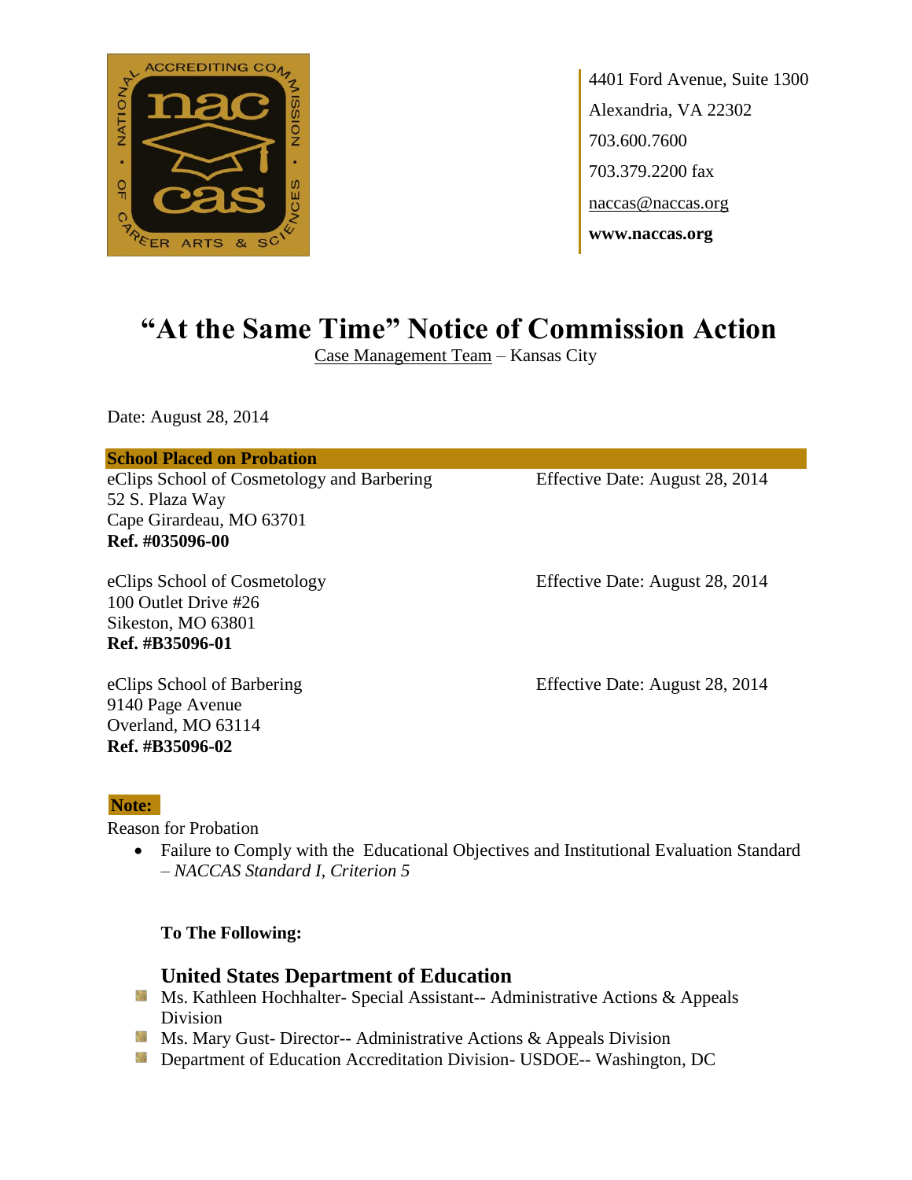4401 Ford Avenue, Suite 1300
Alexandria, VA 22302
703.600.7600
703.379.2200 fax
naccas@naccas.org
**www.naccas.org**

# "At the Same Time" Notice of Commission Action

Case Management Team – Kansas City

Date: August 28, 2014

**School Placed on Probation**

eClips School of Cosmetology and Barbering
52 S. Plaza Way
Cape Girardeau, MO 63701
**Ref. #035096-00**
Effective Date: August 28, 2014

eClips School of Cosmetology
100 Outlet Drive #26
Sikeston, MO 63801
**Ref. #B35096-01**
Effective Date: August 28, 2014

eClips School of Barbering
9140 Page Avenue
Overland, MO 63114
**Ref. #B35096-02**
Effective Date: August 28, 2014

**Note:**

Reason for Probation

- Failure to Comply with the Educational Objectives and Institutional Evaluation Standard – *NACCAS Standard I, Criterion 5*

**To The Following:**

### United States Department of Education

- Ms. Kathleen Hochhalter- Special Assistant-- Administrative Actions & Appeals Division
- Ms. Mary Gust- Director-- Administrative Actions & Appeals Division
- Department of Education Accreditation Division- USDOE-- Washington, DC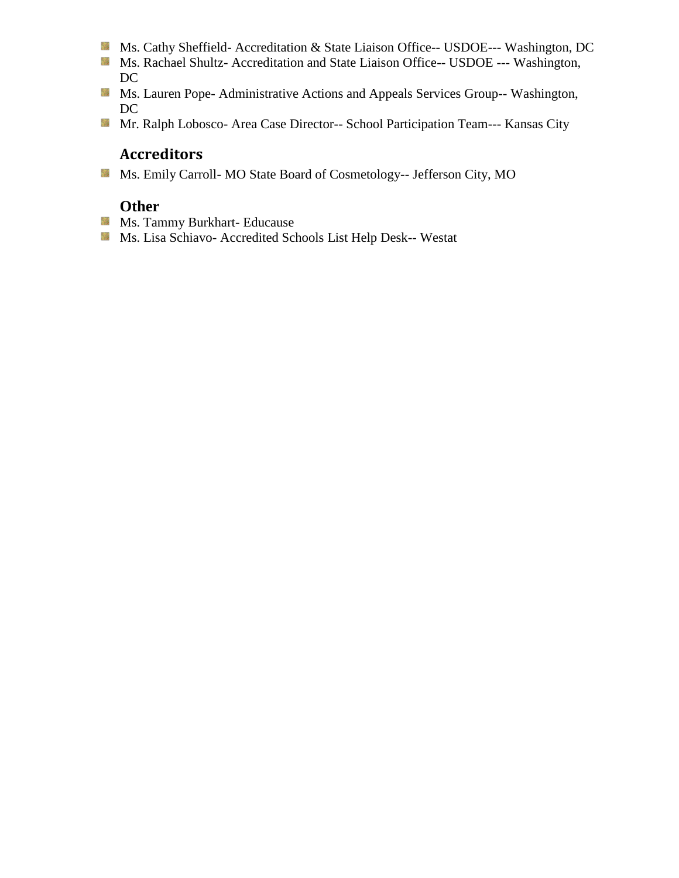- Ms. Cathy Sheffield- Accreditation & State Liaison Office-- USDOE--- Washington, DC
- Ms. Rachael Shultz- Accreditation and State Liaison Office-- USDOE --- Washington, DC
- Ms. Lauren Pope- Administrative Actions and Appeals Services Group-- Washington, DC
- Mr. Ralph Lobosco- Area Case Director-- School Participation Team--- Kansas City

### Accreditors

- Ms. Emily Carroll- MO State Board of Cosmetology-- Jefferson City, MO

### Other

- Ms. Tammy Burkhart- Educause
- Ms. Lisa Schiavo- Accredited Schools List Help Desk-- Westat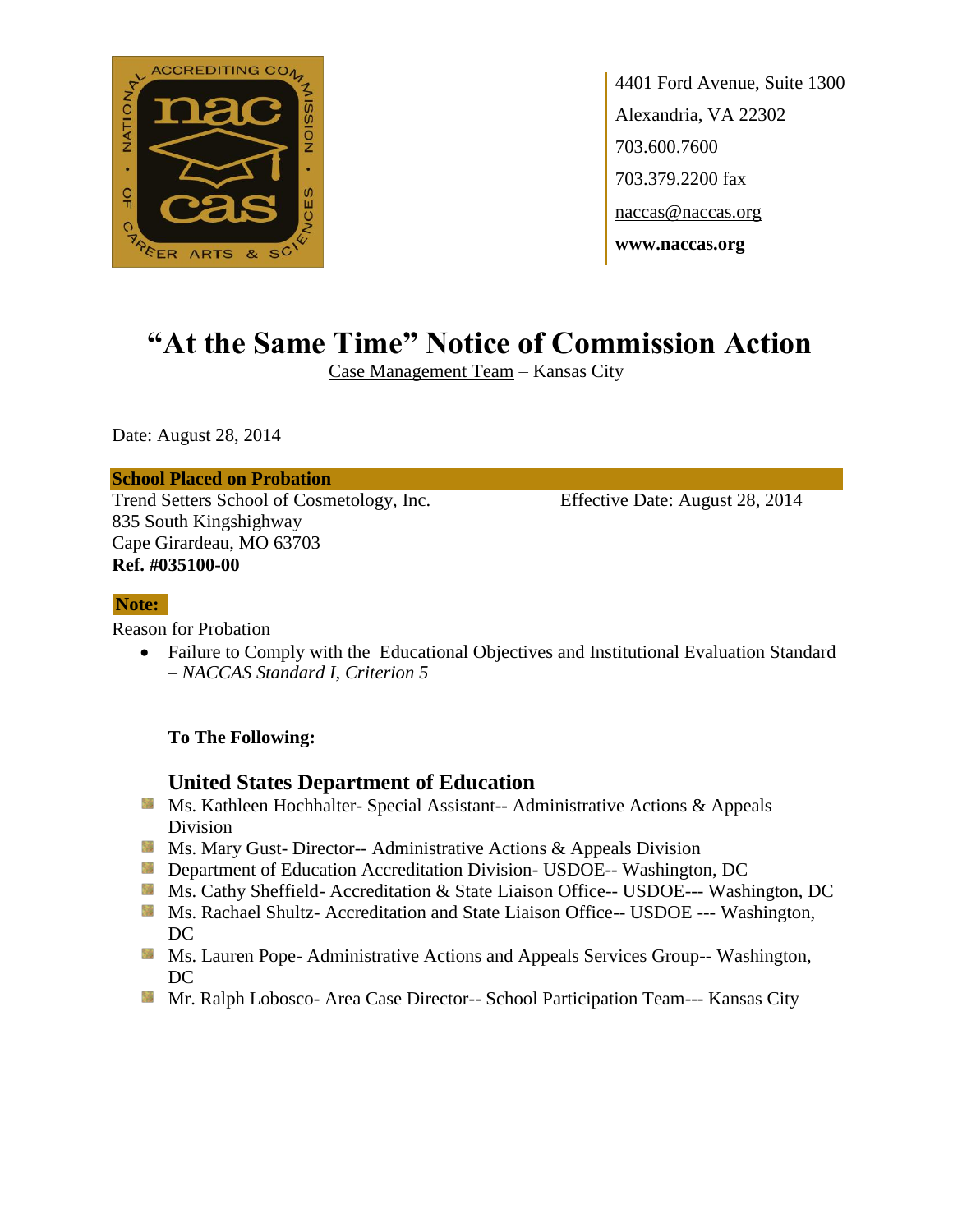4401 Ford Avenue, Suite 1300
Alexandria, VA 22302
703.600.7600
703.379.2200 fax
naccas@naccas.org
**www.naccas.org**

# "At the Same Time" Notice of Commission Action

Case Management Team – Kansas City

Date: August 28, 2014

**School Placed on Probation**

Trend Setters School of Cosmetology, Inc.
835 South Kingshighway
Cape Girardeau, MO 63703
**Ref. #035100-00**

Effective Date: August 28, 2014

**Note:**

Reason for Probation

- Failure to Comply with the Educational Objectives and Institutional Evaluation Standard – *NACCAS Standard I, Criterion 5*

**To The Following:**

## United States Department of Education

- Ms. Kathleen Hochhalter- Special Assistant-- Administrative Actions & Appeals Division
- Ms. Mary Gust- Director-- Administrative Actions & Appeals Division
- Department of Education Accreditation Division- USDOE-- Washington, DC
- Ms. Cathy Sheffield- Accreditation & State Liaison Office-- USDOE--- Washington, DC
- Ms. Rachael Shultz- Accreditation and State Liaison Office-- USDOE --- Washington, DC
- Ms. Lauren Pope- Administrative Actions and Appeals Services Group-- Washington, DC
- Mr. Ralph Lobosco- Area Case Director-- School Participation Team--- Kansas City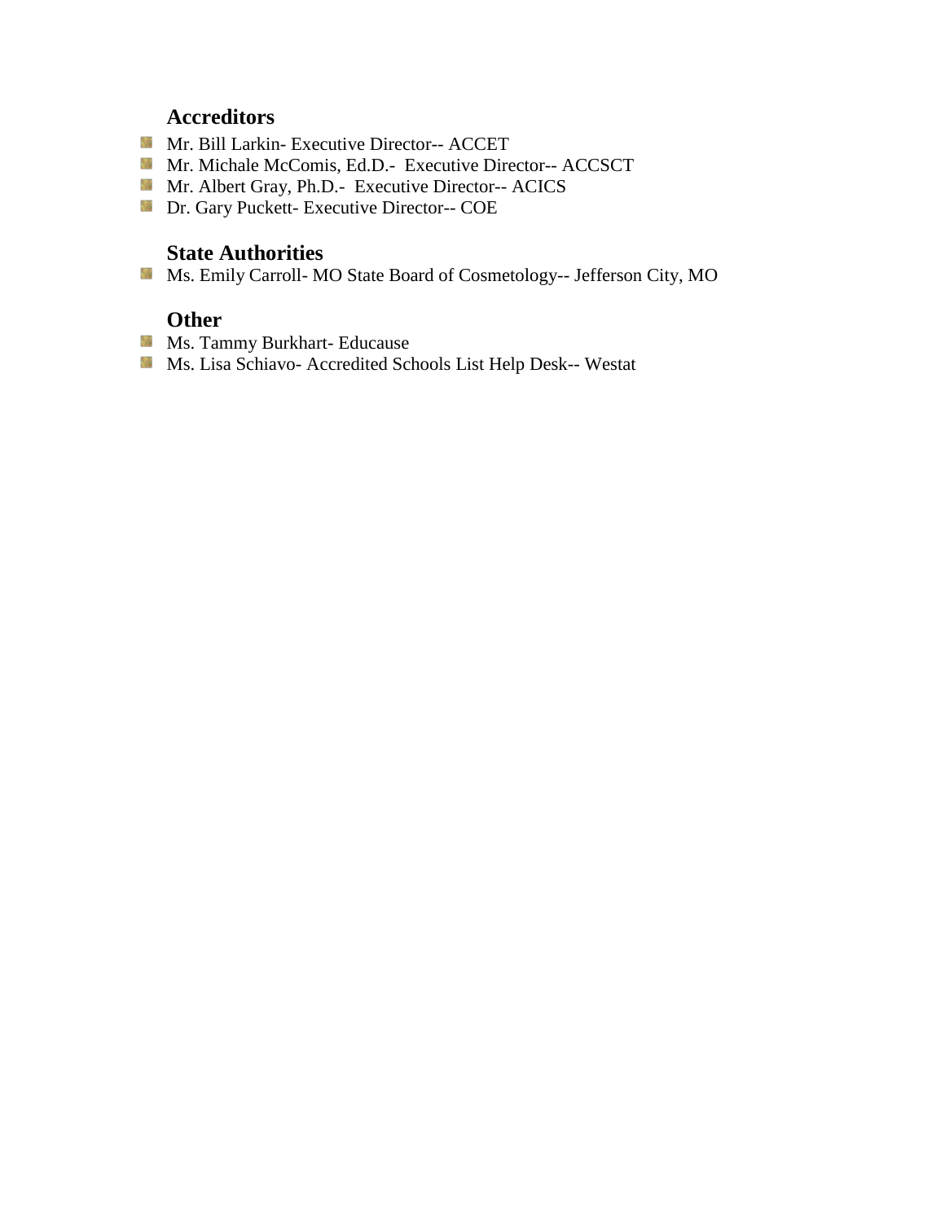### Accreditors

- Mr. Bill Larkin- Executive Director-- ACCET
- Mr. Michale McComis, Ed.D.-  Executive Director-- ACCSCT
- Mr. Albert Gray, Ph.D.-  Executive Director-- ACICS
- Dr. Gary Puckett- Executive Director-- COE

### State Authorities

- Ms. Emily Carroll- MO State Board of Cosmetology-- Jefferson City, MO

### Other

- Ms. Tammy Burkhart- Educause
- Ms. Lisa Schiavo- Accredited Schools List Help Desk-- Westat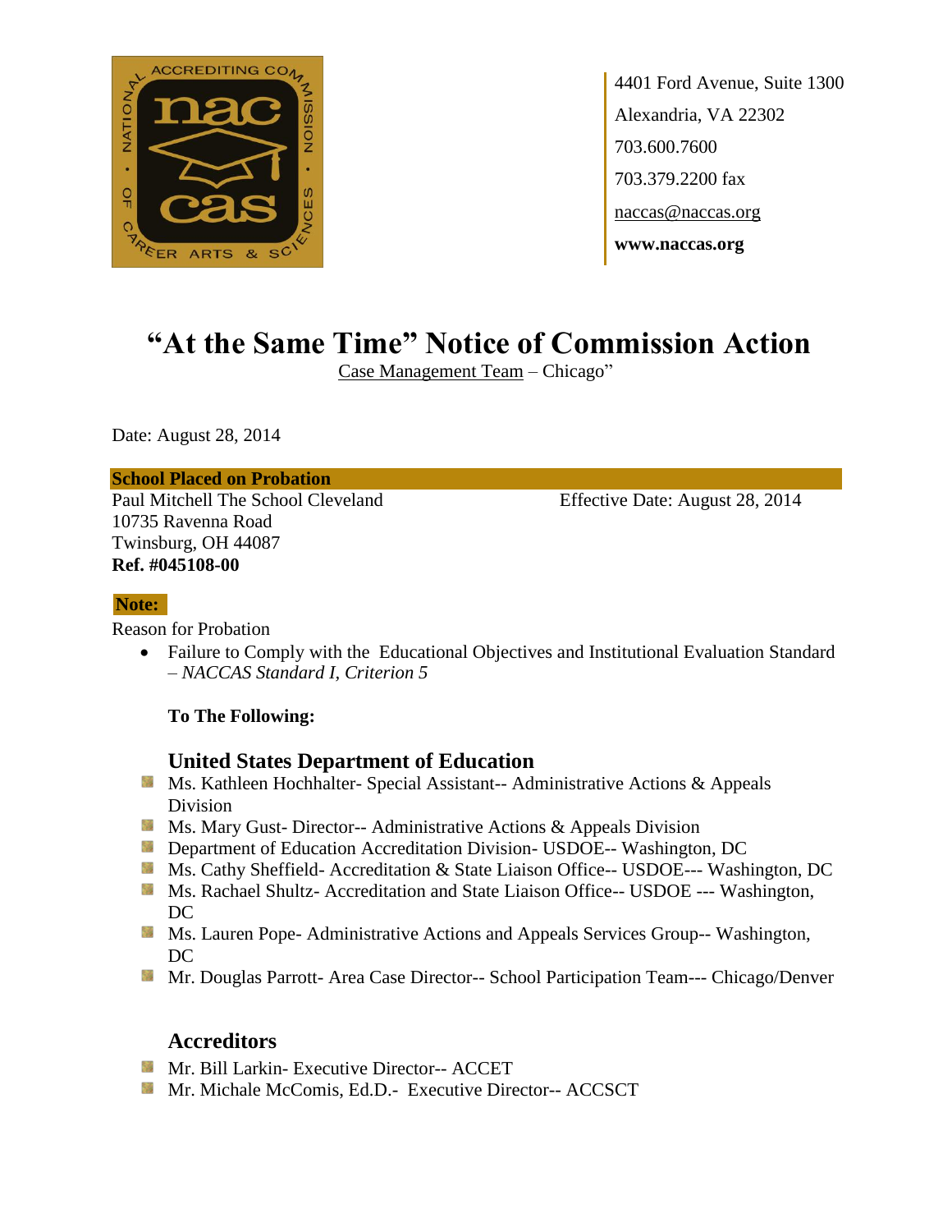4401 Ford Avenue, Suite 1300
Alexandria, VA 22302
703.600.7600
703.379.2200 fax
naccas@naccas.org
**www.naccas.org**

# "At the Same Time" Notice of Commission Action

Case Management Team – Chicago"

Date: August 28, 2014

**School Placed on Probation**

Paul Mitchell The School Cleveland
10735 Ravenna Road
Twinsburg, OH 44087
**Ref. #045108-00**

Effective Date: August 28, 2014

**Note:**

Reason for Probation

- Failure to Comply with the Educational Objectives and Institutional Evaluation Standard – *NACCAS Standard I, Criterion 5*

**To The Following:**

## United States Department of Education

- Ms. Kathleen Hochhalter- Special Assistant-- Administrative Actions & Appeals Division
- Ms. Mary Gust- Director-- Administrative Actions & Appeals Division
- Department of Education Accreditation Division- USDOE-- Washington, DC
- Ms. Cathy Sheffield- Accreditation & State Liaison Office-- USDOE--- Washington, DC
- Ms. Rachael Shultz- Accreditation and State Liaison Office-- USDOE --- Washington, DC
- Ms. Lauren Pope- Administrative Actions and Appeals Services Group-- Washington, DC
- Mr. Douglas Parrott- Area Case Director-- School Participation Team--- Chicago/Denver

## Accreditors

- Mr. Bill Larkin- Executive Director-- ACCET
- Mr. Michale McComis, Ed.D.- Executive Director-- ACCSCT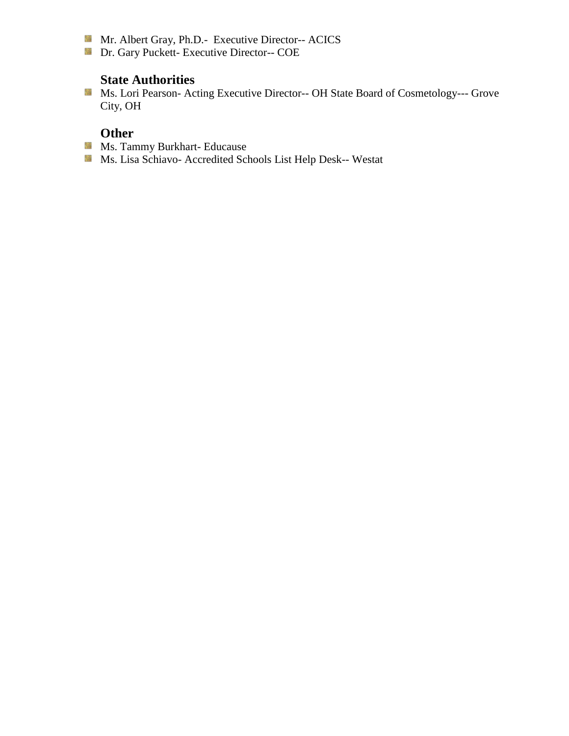- Mr. Albert Gray, Ph.D.-  Executive Director-- ACICS
- Dr. Gary Puckett- Executive Director-- COE

### State Authorities

- Ms. Lori Pearson- Acting Executive Director-- OH State Board of Cosmetology--- Grove City, OH

### Other

- Ms. Tammy Burkhart- Educause
- Ms. Lisa Schiavo- Accredited Schools List Help Desk-- Westat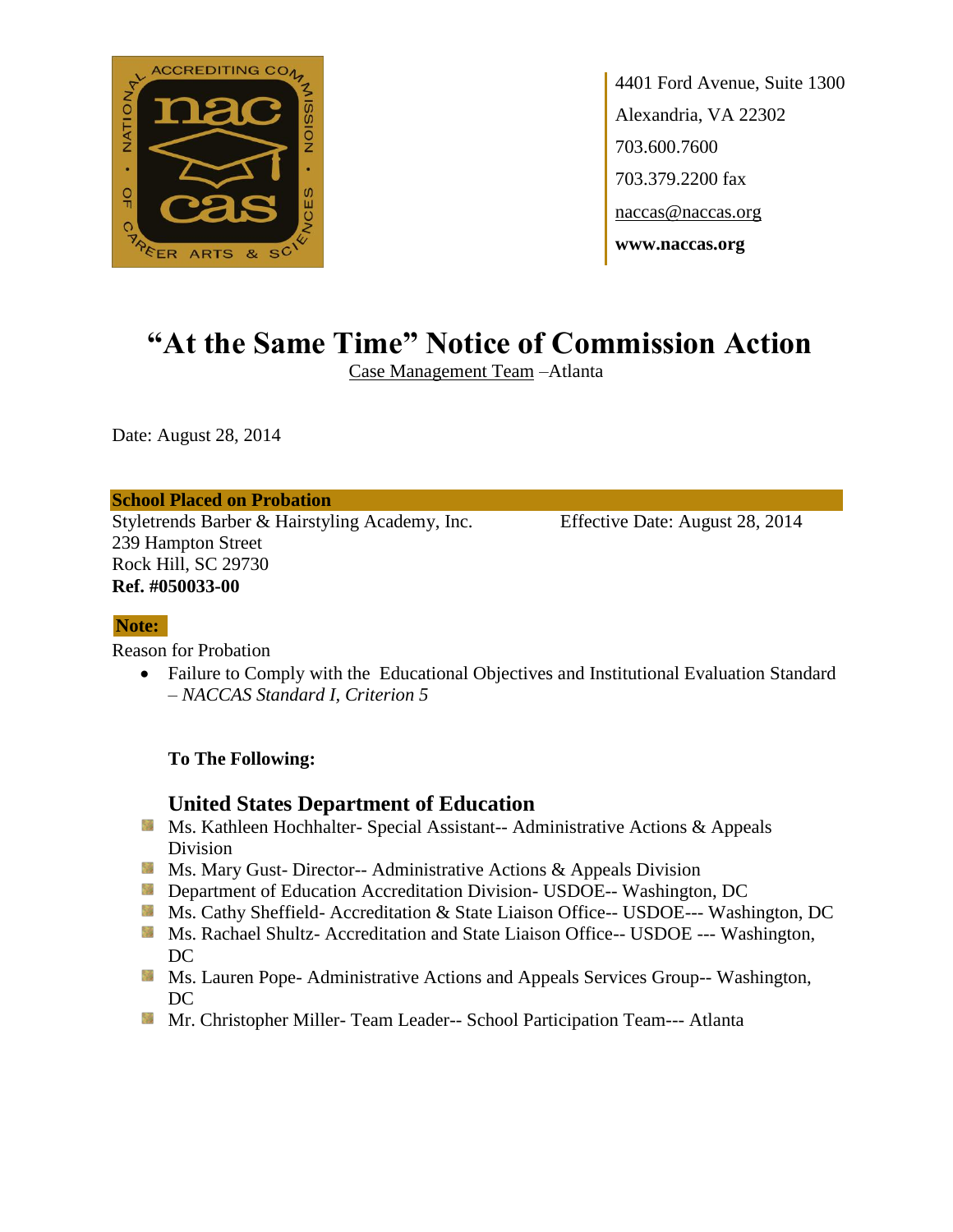4401 Ford Avenue, Suite 1300
Alexandria, VA 22302
703.600.7600
703.379.2200 fax
naccas@naccas.org
**www.naccas.org**

# "At the Same Time" Notice of Commission Action

Case Management Team –Atlanta

Date: August 28, 2014

**School Placed on Probation**

Styletrends Barber & Hairstyling Academy, Inc.
239 Hampton Street
Rock Hill, SC 29730
**Ref. #050033-00**

Effective Date: August 28, 2014

**Note:**

Reason for Probation

- Failure to Comply with the Educational Objectives and Institutional Evaluation Standard – *NACCAS Standard I, Criterion 5*

**To The Following:**

## United States Department of Education

- Ms. Kathleen Hochhalter- Special Assistant-- Administrative Actions & Appeals Division
- Ms. Mary Gust- Director-- Administrative Actions & Appeals Division
- Department of Education Accreditation Division- USDOE-- Washington, DC
- Ms. Cathy Sheffield- Accreditation & State Liaison Office-- USDOE--- Washington, DC
- Ms. Rachael Shultz- Accreditation and State Liaison Office-- USDOE --- Washington, DC
- Ms. Lauren Pope- Administrative Actions and Appeals Services Group-- Washington, DC
- Mr. Christopher Miller- Team Leader-- School Participation Team--- Atlanta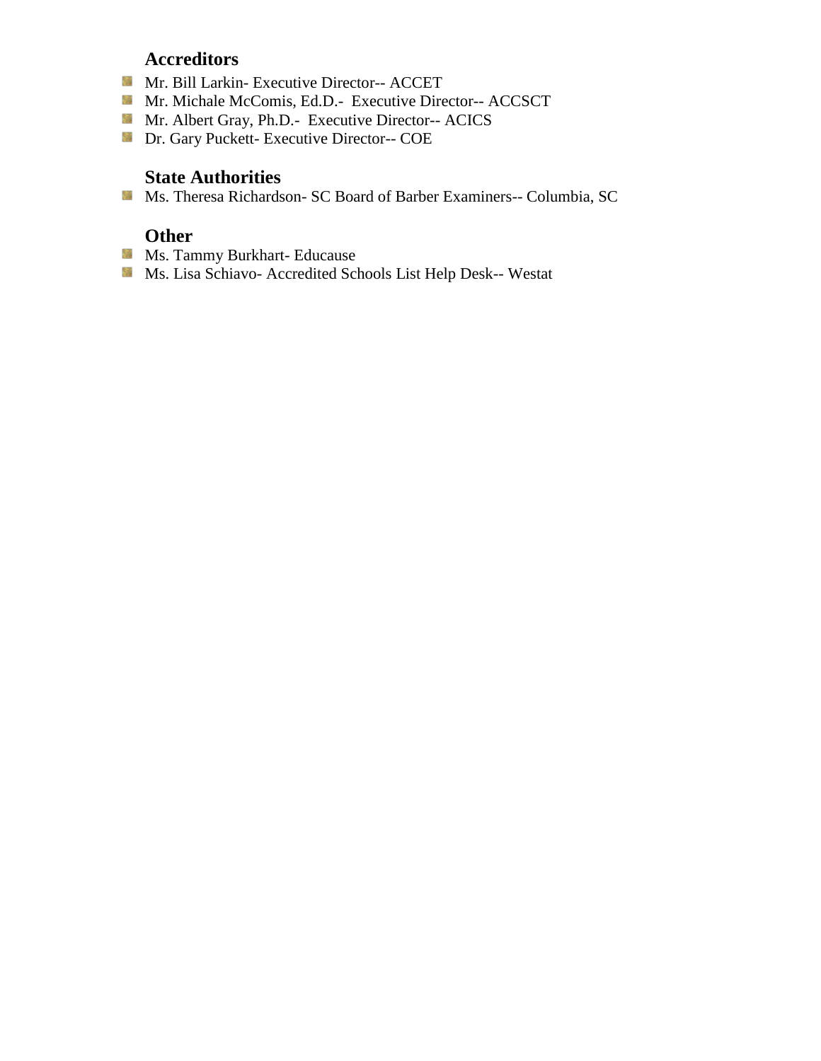### Accreditors

- Mr. Bill Larkin- Executive Director-- ACCET
- Mr. Michale McComis, Ed.D.- Executive Director-- ACCSCT
- Mr. Albert Gray, Ph.D.- Executive Director-- ACICS
- Dr. Gary Puckett- Executive Director-- COE

### State Authorities

- Ms. Theresa Richardson- SC Board of Barber Examiners-- Columbia, SC

### Other

- Ms. Tammy Burkhart- Educause
- Ms. Lisa Schiavo- Accredited Schools List Help Desk-- Westat